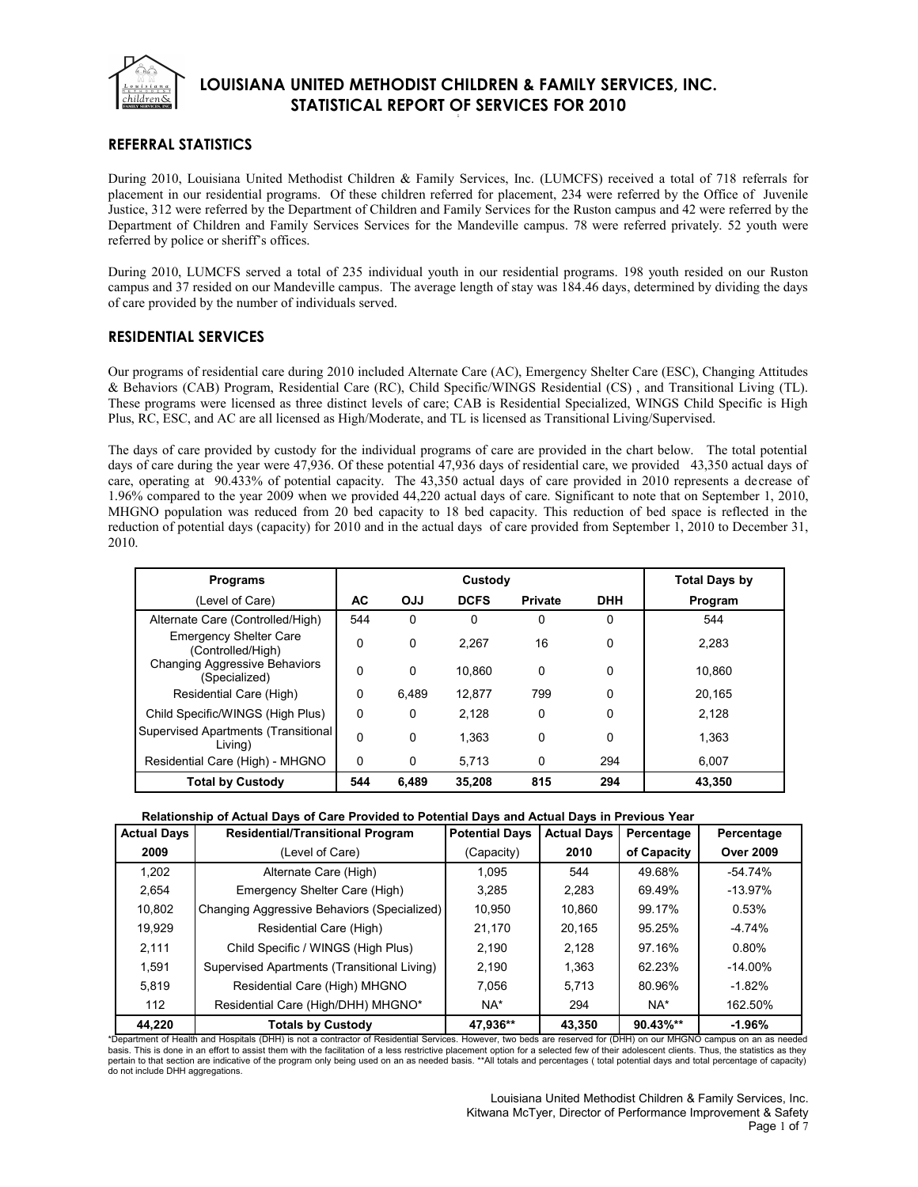# LOUISIANA UNITED METHODIST CHILDREN & FAMILY SERVICES, INC.
# STATISTICAL REPORT OF SERVICES FOR 2010

## REFERRAL STATISTICS

During 2010, Louisiana United Methodist Children & Family Services, Inc. (LUMCFS) received a total of 718 referrals for placement in our residential programs. Of these children referred for placement, 234 were referred by the Office of Juvenile Justice, 312 were referred by the Department of Children and Family Services for the Ruston campus and 42 were referred by the Department of Children and Family Services Services for the Mandeville campus. 78 were referred privately. 52 youth were referred by police or sheriff's offices.

During 2010, LUMCFS served a total of 235 individual youth in our residential programs. 198 youth resided on our Ruston campus and 37 resided on our Mandeville campus. The average length of stay was 184.46 days, determined by dividing the days of care provided by the number of individuals served.

## RESIDENTIAL SERVICES

Our programs of residential care during 2010 included Alternate Care (AC), Emergency Shelter Care (ESC), Changing Attitudes & Behaviors (CAB) Program, Residential Care (RC), Child Specific/WINGS Residential (CS) , and Transitional Living (TL). These programs were licensed as three distinct levels of care; CAB is Residential Specialized, WINGS Child Specific is High Plus, RC, ESC, and AC are all licensed as High/Moderate, and TL is licensed as Transitional Living/Supervised.

The days of care provided by custody for the individual programs of care are provided in the chart below. The total potential days of care during the year were 47,936. Of these potential 47,936 days of residential care, we provided 43,350 actual days of care, operating at 90.433% of potential capacity. The 43,350 actual days of care provided in 2010 represents a decrease of 1.96% compared to the year 2009 when we provided 44,220 actual days of care. Significant to note that on September 1, 2010, MHGNO population was reduced from 20 bed capacity to 18 bed capacity. This reduction of bed space is reflected in the reduction of potential days (capacity) for 2010 and in the actual days of care provided from September 1, 2010 to December 31, 2010.

| Programs | Custody | | | | | Total Days by |
|---|---|---|---|---|---|---|
| (Level of Care) | AC | OJJ | DCFS | Private | DHH | Program |
| Alternate Care (Controlled/High) | 544 | 0 | 0 | 0 | 0 | 544 |
| Emergency Shelter Care (Controlled/High) | 0 | 0 | 2,267 | 16 | 0 | 2,283 |
| Changing Aggressive Behaviors (Specialized) | 0 | 0 | 10,860 | 0 | 0 | 10,860 |
| Residential Care (High) | 0 | 6,489 | 12,877 | 799 | 0 | 20,165 |
| Child Specific/WINGS (High Plus) | 0 | 0 | 2,128 | 0 | 0 | 2,128 |
| Supervised Apartments (Transitional Living) | 0 | 0 | 1,363 | 0 | 0 | 1,363 |
| Residential Care (High) - MHGNO | 0 | 0 | 5,713 | 0 | 294 | 6,007 |
| **Total by Custody** | **544** | **6,489** | **35,208** | **815** | **294** | **43,350** |

**Relationship of Actual Days of Care Provided to Potential Days and Actual Days in Previous Year**

| Actual Days | Residential/Transitional Program | Potential Days | Actual Days | Percentage | Percentage |
|---|---|---|---|---|---|
| 2009 | (Level of Care) | (Capacity) | 2010 | of Capacity | Over 2009 |
| 1,202 | Alternate Care (High) | 1,095 | 544 | 49.68% | -54.74% |
| 2,654 | Emergency Shelter Care (High) | 3,285 | 2,283 | 69.49% | -13.97% |
| 10,802 | Changing Aggressive Behaviors (Specialized) | 10,950 | 10,860 | 99.17% | 0.53% |
| 19,929 | Residential Care (High) | 21,170 | 20,165 | 95.25% | -4.74% |
| 2,111 | Child Specific / WINGS (High Plus) | 2,190 | 2,128 | 97.16% | 0.80% |
| 1,591 | Supervised Apartments (Transitional Living) | 2,190 | 1,363 | 62.23% | -14.00% |
| 5,819 | Residential Care (High) MHGNO | 7,056 | 5,713 | 80.96% | -1.82% |
| 112 | Residential Care (High/DHH) MHGNO* | NA* | 294 | NA* | 162.50% |
| **44,220** | **Totals by Custody** | **47,936\*\*** | **43,350** | **90.43%\*\*** | **-1.96%** |

*Department of Health and Hospitals (DHH) is not a contractor of Residential Services. However, two beds are reserved for (DHH) on our MHGNO campus on an as needed basis. This is done in an effort to assist them with the facilitation of a less restrictive placement option for a selected few of their adolescent clients. Thus, the statistics as they pertain to that section are indicative of the program only being used on an as needed basis. **All totals and percentages ( total potential days and total percentage of capacity) do not include DHH aggregations.

Louisiana United Methodist Children & Family Services, Inc.
Kitwana McTyer, Director of Performance Improvement & Safety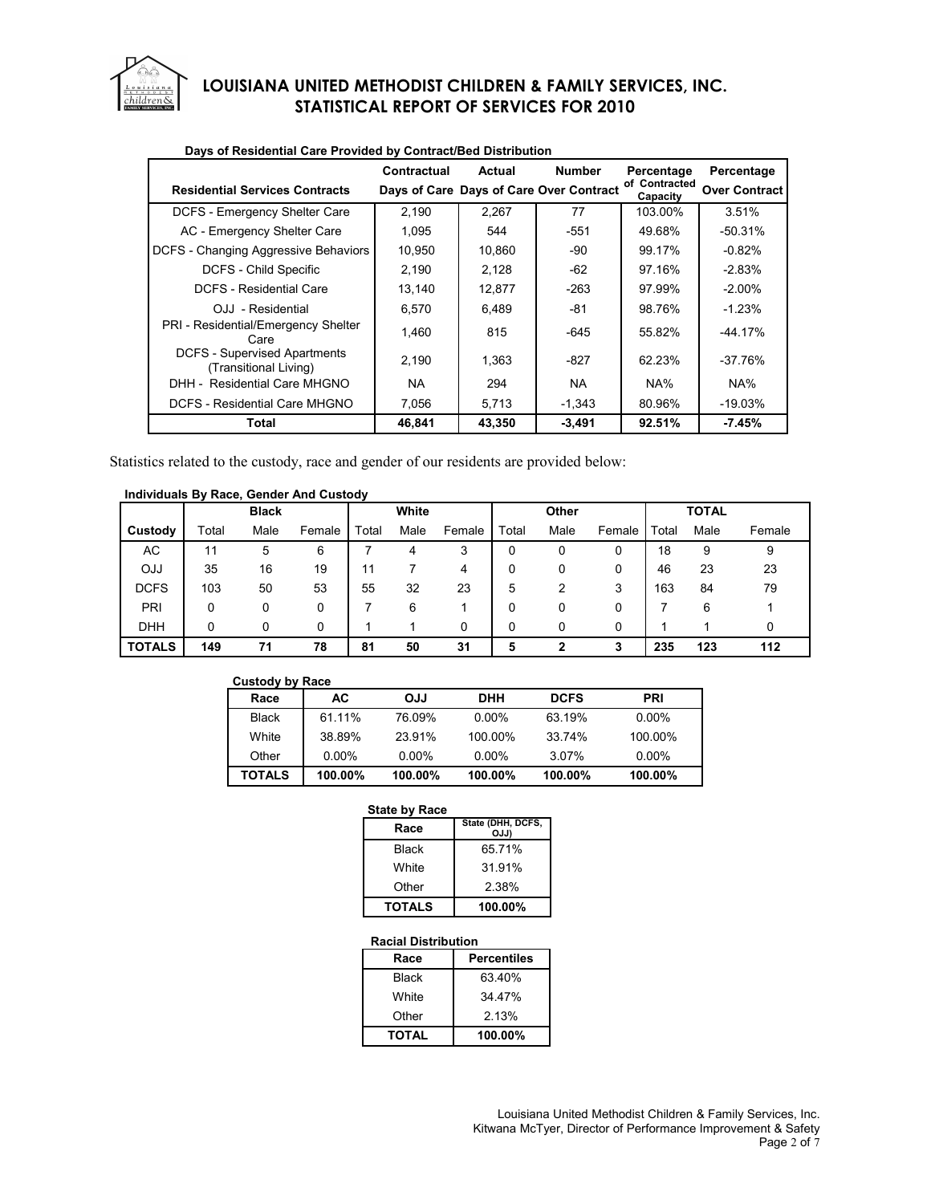# LOUISIANA UNITED METHODIST CHILDREN & FAMILY SERVICES, INC.
## STATISTICAL REPORT OF SERVICES FOR 2010

**Days of Residential Care Provided by Contract/Bed Distribution**

| Residential Services Contracts | Contractual Days of Care | Actual Days of Care | Number Over Contract | Percentage of Contracted Capacity | Percentage Over Contract |
|---|---|---|---|---|---|
| DCFS - Emergency Shelter Care | 2,190 | 2,267 | 77 | 103.00% | 3.51% |
| AC - Emergency Shelter Care | 1,095 | 544 | -551 | 49.68% | -50.31% |
| DCFS - Changing Aggressive Behaviors | 10,950 | 10,860 | -90 | 99.17% | -0.82% |
| DCFS - Child Specific | 2,190 | 2,128 | -62 | 97.16% | -2.83% |
| DCFS - Residential Care | 13,140 | 12,877 | -263 | 97.99% | -2.00% |
| OJJ - Residential | 6,570 | 6,489 | -81 | 98.76% | -1.23% |
| PRI - Residential/Emergency Shelter Care | 1,460 | 815 | -645 | 55.82% | -44.17% |
| DCFS - Supervised Apartments (Transitional Living) | 2,190 | 1,363 | -827 | 62.23% | -37.76% |
| DHH - Residential Care MHGNO | NA | 294 | NA | NA% | NA% |
| DCFS - Residential Care MHGNO | 7,056 | 5,713 | -1,343 | 80.96% | -19.03% |
| **Total** | **46,841** | **43,350** | **-3,491** | **92.51%** | **-7.45%** |

Statistics related to the custody, race and gender of our residents are provided below:

**Individuals By Race, Gender And Custody**

| | Black | | | White | | | Other | | | TOTAL | | |
|---|---|---|---|---|---|---|---|---|---|---|---|---|
| Custody | Total | Male | Female | Total | Male | Female | Total | Male | Female | Total | Male | Female |
| AC | 11 | 5 | 6 | 7 | 4 | 3 | 0 | 0 | 0 | 18 | 9 | 9 |
| OJJ | 35 | 16 | 19 | 11 | 7 | 4 | 0 | 0 | 0 | 46 | 23 | 23 |
| DCFS | 103 | 50 | 53 | 55 | 32 | 23 | 5 | 2 | 3 | 163 | 84 | 79 |
| PRI | 0 | 0 | 0 | 7 | 6 | 1 | 0 | 0 | 0 | 7 | 6 | 1 |
| DHH | 0 | 0 | 0 | 1 | 1 | 0 | 0 | 0 | 0 | 1 | 1 | 0 |
| **TOTALS** | **149** | **71** | **78** | **81** | **50** | **31** | **5** | **2** | **3** | **235** | **123** | **112** |

**Custody by Race**

| Race | AC | OJJ | DHH | DCFS | PRI |
|---|---|---|---|---|---|
| Black | 61.11% | 76.09% | 0.00% | 63.19% | 0.00% |
| White | 38.89% | 23.91% | 100.00% | 33.74% | 100.00% |
| Other | 0.00% | 0.00% | 0.00% | 3.07% | 0.00% |
| **TOTALS** | **100.00%** | **100.00%** | **100.00%** | **100.00%** | **100.00%** |

**State by Race**

| Race | State (DHH, DCFS, OJJ) |
|---|---|
| Black | 65.71% |
| White | 31.91% |
| Other | 2.38% |
| **TOTALS** | **100.00%** |

**Racial Distribution**

| Race | Percentiles |
|---|---|
| Black | 63.40% |
| White | 34.47% |
| Other | 2.13% |
| **TOTAL** | **100.00%** |

Louisiana United Methodist Children & Family Services, Inc.
Kitwana McTyer, Director of Performance Improvement & Safety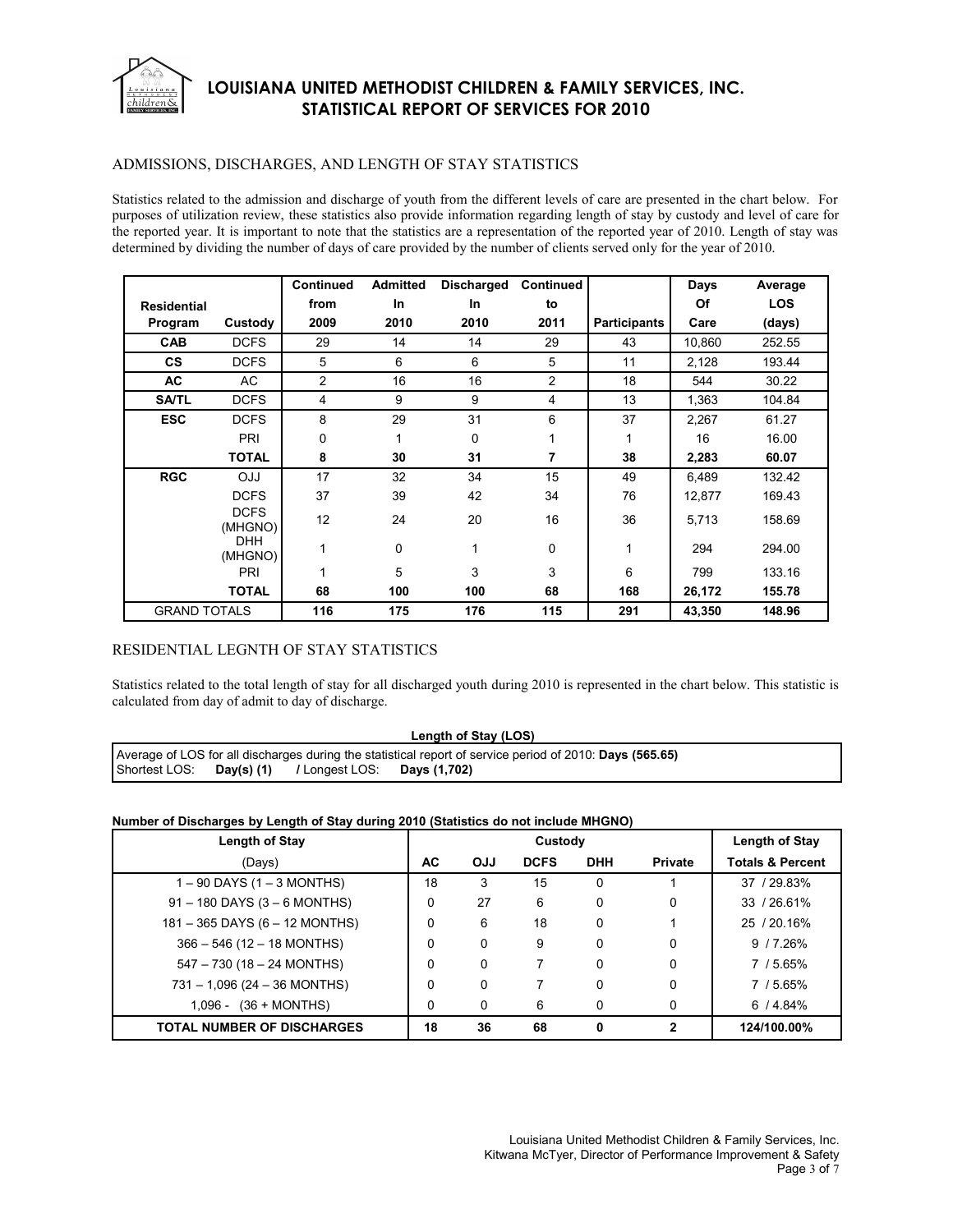# LOUISIANA UNITED METHODIST CHILDREN & FAMILY SERVICES, INC.
# STATISTICAL REPORT OF SERVICES FOR 2010

## ADMISSIONS, DISCHARGES, AND LENGTH OF STAY STATISTICS

Statistics related to the admission and discharge of youth from the different levels of care are presented in the chart below. For purposes of utilization review, these statistics also provide information regarding length of stay by custody and level of care for the reported year. It is important to note that the statistics are a representation of the reported year of 2010. Length of stay was determined by dividing the number of days of care provided by the number of clients served only for the year of 2010.

| Residential Program | Custody | Continued from 2009 | Admitted In 2010 | Discharged In 2010 | Continued to 2011 | Participants | Days Of Care | Average LOS (days) |
|---|---|---|---|---|---|---|---|---|
| **CAB** | DCFS | 29 | 14 | 14 | 29 | 43 | 10,860 | 252.55 |
| **CS** | DCFS | 5 | 6 | 6 | 5 | 11 | 2,128 | 193.44 |
| **AC** | AC | 2 | 16 | 16 | 2 | 18 | 544 | 30.22 |
| **SA/TL** | DCFS | 4 | 9 | 9 | 4 | 13 | 1,363 | 104.84 |
| **ESC** | DCFS | 8 | 29 | 31 | 6 | 37 | 2,267 | 61.27 |
| | PRI | 0 | 1 | 0 | 1 | 1 | 16 | 16.00 |
| | **TOTAL** | **8** | **30** | **31** | **7** | **38** | **2,283** | **60.07** |
| **RGC** | OJJ | 17 | 32 | 34 | 15 | 49 | 6,489 | 132.42 |
| | DCFS | 37 | 39 | 42 | 34 | 76 | 12,877 | 169.43 |
| | DCFS (MHGNO) | 12 | 24 | 20 | 16 | 36 | 5,713 | 158.69 |
| | DHH (MHGNO) | 1 | 0 | 1 | 0 | 1 | 294 | 294.00 |
| | PRI | 1 | 5 | 3 | 3 | 6 | 799 | 133.16 |
| | **TOTAL** | **68** | **100** | **100** | **68** | **168** | **26,172** | **155.78** |
| GRAND TOTALS | | **116** | **175** | **176** | **115** | **291** | **43,350** | **148.96** |

## RESIDENTIAL LEGNTH OF STAY STATISTICS

Statistics related to the total length of stay for all discharged youth during 2010 is represented in the chart below. This statistic is calculated from day of admit to day of discharge.

| **Length of Stay (LOS)** |
|---|
| Average of LOS for all discharges during the statistical report of service period of 2010: **Days (565.65)** |
| Shortest LOS: **Day(s) (1)** **/** Longest LOS: **Days (1,702)** |

**Number of Discharges by Length of Stay during 2010 (Statistics do not include MHGNO)**

| Length of Stay | Custody | | | | | Length of Stay |
|---|---|---|---|---|---|---|
| (Days) | AC | OJJ | DCFS | DHH | Private | Totals & Percent |
| 1 – 90 DAYS (1 – 3 MONTHS) | 18 | 3 | 15 | 0 | 1 | 37 / 29.83% |
| 91 – 180 DAYS (3 – 6 MONTHS) | 0 | 27 | 6 | 0 | 0 | 33 / 26.61% |
| 181 – 365 DAYS (6 – 12 MONTHS) | 0 | 6 | 18 | 0 | 1 | 25 / 20.16% |
| 366 – 546 (12 – 18 MONTHS) | 0 | 0 | 9 | 0 | 0 | 9 / 7.26% |
| 547 – 730 (18 – 24 MONTHS) | 0 | 0 | 7 | 0 | 0 | 7 / 5.65% |
| 731 – 1,096 (24 – 36 MONTHS) | 0 | 0 | 7 | 0 | 0 | 7 / 5.65% |
| 1,096 - (36 + MONTHS) | 0 | 0 | 6 | 0 | 0 | 6 / 4.84% |
| **TOTAL NUMBER OF DISCHARGES** | **18** | **36** | **68** | **0** | **2** | **124/100.00%** |

Louisiana United Methodist Children & Family Services, Inc.
Kitwana McTyer, Director of Performance Improvement & Safety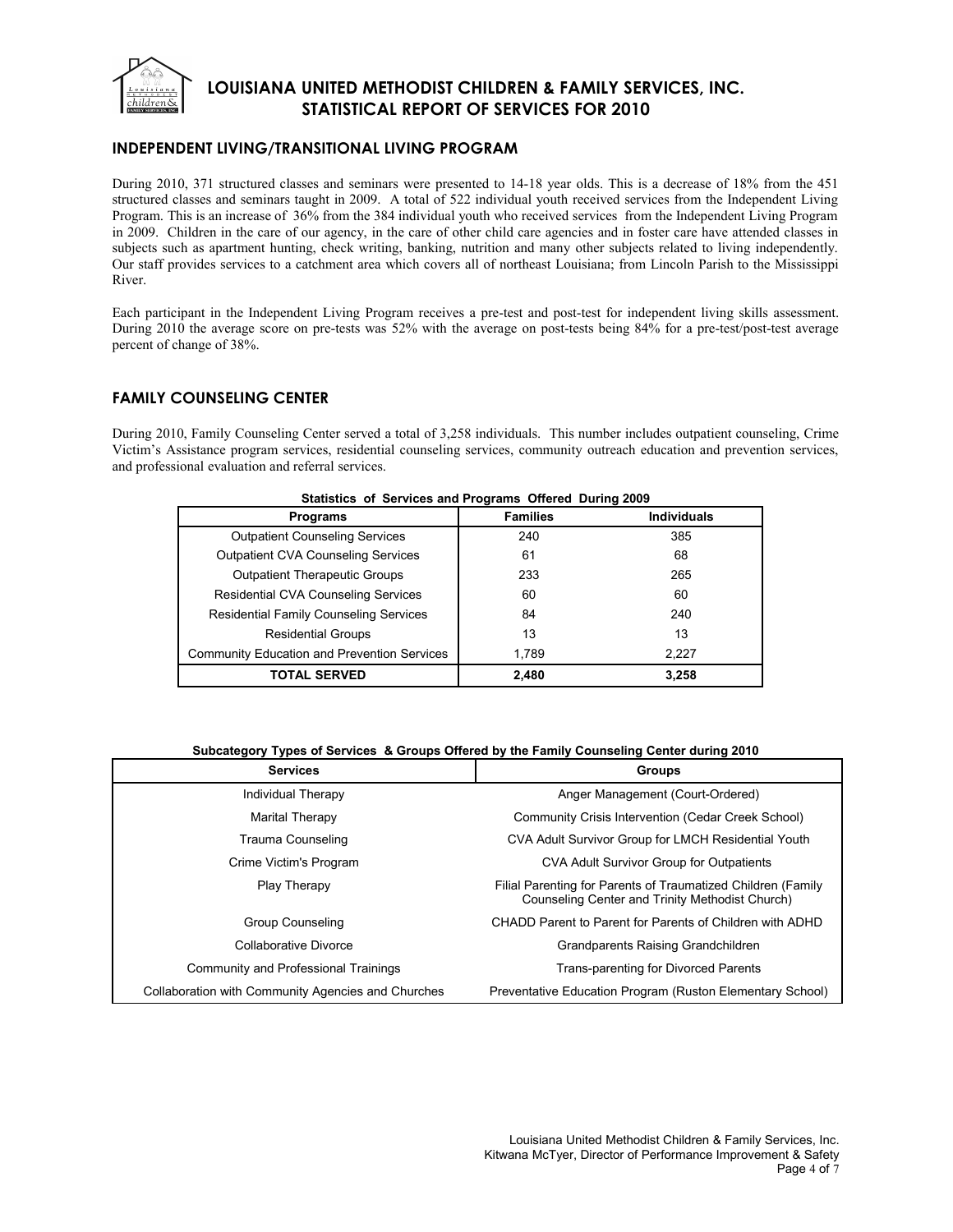# LOUISIANA UNITED METHODIST CHILDREN & FAMILY SERVICES, INC.
# STATISTICAL REPORT OF SERVICES FOR 2010

## INDEPENDENT LIVING/TRANSITIONAL LIVING PROGRAM

During 2010, 371 structured classes and seminars were presented to 14-18 year olds. This is a decrease of 18% from the 451 structured classes and seminars taught in 2009. A total of 522 individual youth received services from the Independent Living Program. This is an increase of 36% from the 384 individual youth who received services from the Independent Living Program in 2009. Children in the care of our agency, in the care of other child care agencies and in foster care have attended classes in subjects such as apartment hunting, check writing, banking, nutrition and many other subjects related to living independently. Our staff provides services to a catchment area which covers all of northeast Louisiana; from Lincoln Parish to the Mississippi River.

Each participant in the Independent Living Program receives a pre-test and post-test for independent living skills assessment. During 2010 the average score on pre-tests was 52% with the average on post-tests being 84% for a pre-test/post-test average percent of change of 38%.

## FAMILY COUNSELING CENTER

During 2010, Family Counseling Center served a total of 3,258 individuals. This number includes outpatient counseling, Crime Victim's Assistance program services, residential counseling services, community outreach education and prevention services, and professional evaluation and referral services.

**Statistics of Services and Programs Offered During 2009**

| Programs | Families | Individuals |
|---|---|---|
| Outpatient Counseling Services | 240 | 385 |
| Outpatient CVA Counseling Services | 61 | 68 |
| Outpatient Therapeutic Groups | 233 | 265 |
| Residential CVA Counseling Services | 60 | 60 |
| Residential Family Counseling Services | 84 | 240 |
| Residential Groups | 13 | 13 |
| Community Education and Prevention Services | 1,789 | 2,227 |
| **TOTAL SERVED** | **2,480** | **3,258** |

**Subcategory Types of Services & Groups Offered by the Family Counseling Center during 2010**

| Services | Groups |
|---|---|
| Individual Therapy | Anger Management (Court-Ordered) |
| Marital Therapy | Community Crisis Intervention (Cedar Creek School) |
| Trauma Counseling | CVA Adult Survivor Group for LMCH Residential Youth |
| Crime Victim's Program | CVA Adult Survivor Group for Outpatients |
| Play Therapy | Filial Parenting for Parents of Traumatized Children (Family Counseling Center and Trinity Methodist Church) |
| Group Counseling | CHADD Parent to Parent for Parents of Children with ADHD |
| Collaborative Divorce | Grandparents Raising Grandchildren |
| Community and Professional Trainings | Trans-parenting for Divorced Parents |
| Collaboration with Community Agencies and Churches | Preventative Education Program (Ruston Elementary School) |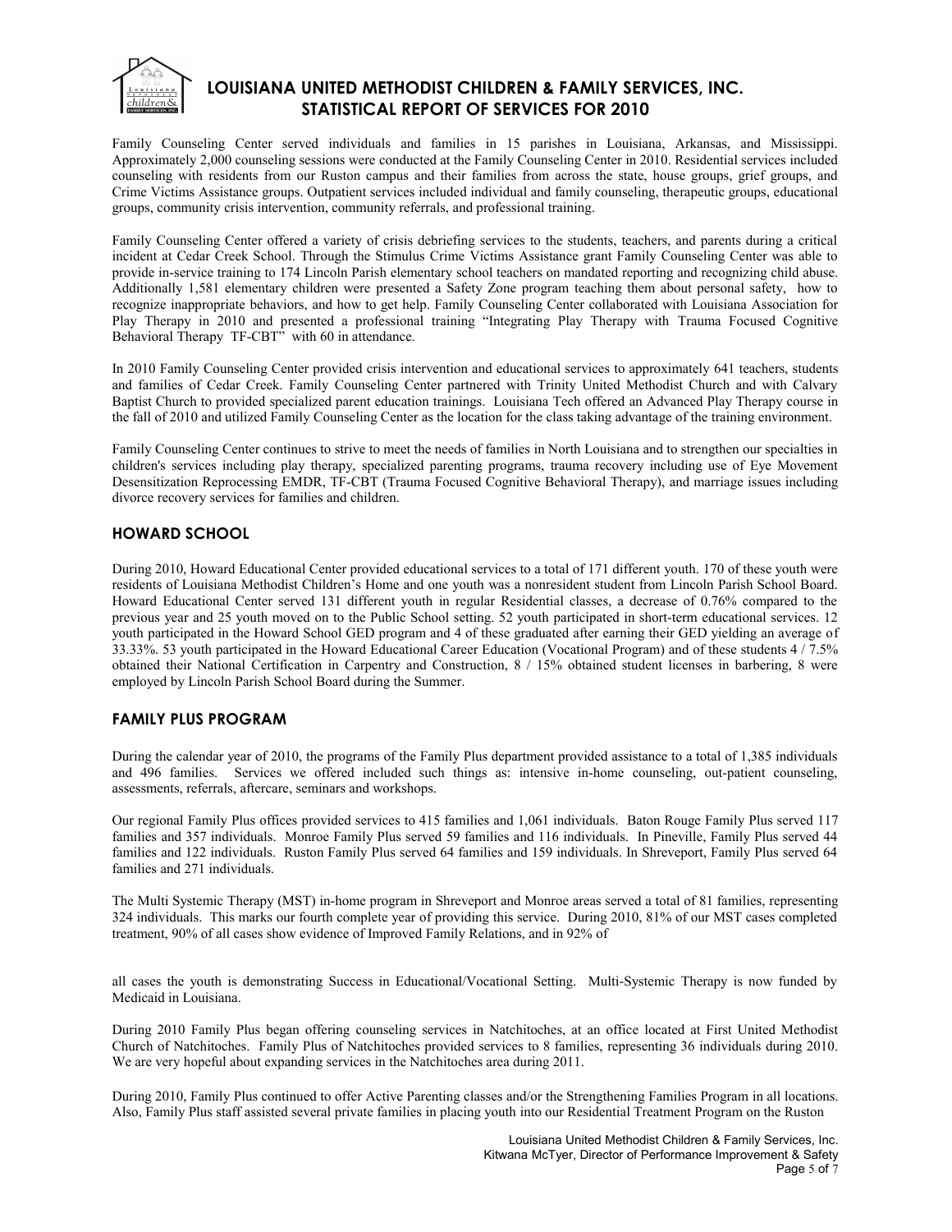Family Counseling Center served individuals and families in 15 parishes in Louisiana, Arkansas, and Mississippi. Approximately 2,000 counseling sessions were conducted at the Family Counseling Center in 2010. Residential services included counseling with residents from our Ruston campus and their families from across the state, house groups, grief groups, and Crime Victims Assistance groups. Outpatient services included individual and family counseling, therapeutic groups, educational groups, community crisis intervention, community referrals, and professional training.

Family Counseling Center offered a variety of crisis debriefing services to the students, teachers, and parents during a critical incident at Cedar Creek School. Through the Stimulus Crime Victims Assistance grant Family Counseling Center was able to provide in-service training to 174 Lincoln Parish elementary school teachers on mandated reporting and recognizing child abuse. Additionally 1,581 elementary children were presented a Safety Zone program teaching them about personal safety, how to recognize inappropriate behaviors, and how to get help. Family Counseling Center collaborated with Louisiana Association for Play Therapy in 2010 and presented a professional training "Integrating Play Therapy with Trauma Focused Cognitive Behavioral Therapy TF-CBT" with 60 in attendance.

In 2010 Family Counseling Center provided crisis intervention and educational services to approximately 641 teachers, students and families of Cedar Creek. Family Counseling Center partnered with Trinity United Methodist Church and with Calvary Baptist Church to provided specialized parent education trainings. Louisiana Tech offered an Advanced Play Therapy course in the fall of 2010 and utilized Family Counseling Center as the location for the class taking advantage of the training environment.

Family Counseling Center continues to strive to meet the needs of families in North Louisiana and to strengthen our specialties in children's services including play therapy, specialized parenting programs, trauma recovery including use of Eye Movement Desensitization Reprocessing EMDR, TF-CBT (Trauma Focused Cognitive Behavioral Therapy), and marriage issues including divorce recovery services for families and children.

## HOWARD SCHOOL

During 2010, Howard Educational Center provided educational services to a total of 171 different youth. 170 of these youth were residents of Louisiana Methodist Children's Home and one youth was a nonresident student from Lincoln Parish School Board. Howard Educational Center served 131 different youth in regular Residential classes, a decrease of 0.76% compared to the previous year and 25 youth moved on to the Public School setting. 52 youth participated in short-term educational services. 12 youth participated in the Howard School GED program and 4 of these graduated after earning their GED yielding an average of 33.33%. 53 youth participated in the Howard Educational Career Education (Vocational Program) and of these students 4 / 7.5% obtained their National Certification in Carpentry and Construction, 8 / 15% obtained student licenses in barbering, 8 were employed by Lincoln Parish School Board during the Summer.

## FAMILY PLUS PROGRAM

During the calendar year of 2010, the programs of the Family Plus department provided assistance to a total of 1,385 individuals and 496 families. Services we offered included such things as: intensive in-home counseling, out-patient counseling, assessments, referrals, aftercare, seminars and workshops.

Our regional Family Plus offices provided services to 415 families and 1,061 individuals. Baton Rouge Family Plus served 117 families and 357 individuals. Monroe Family Plus served 59 families and 116 individuals. In Pineville, Family Plus served 44 families and 122 individuals. Ruston Family Plus served 64 families and 159 individuals. In Shreveport, Family Plus served 64 families and 271 individuals.

The Multi Systemic Therapy (MST) in-home program in Shreveport and Monroe areas served a total of 81 families, representing 324 individuals. This marks our fourth complete year of providing this service. During 2010, 81% of our MST cases completed treatment, 90% of all cases show evidence of Improved Family Relations, and in 92% of all cases the youth is demonstrating Success in Educational/Vocational Setting. Multi-Systemic Therapy is now funded by Medicaid in Louisiana.

During 2010 Family Plus began offering counseling services in Natchitoches, at an office located at First United Methodist Church of Natchitoches. Family Plus of Natchitoches provided services to 8 families, representing 36 individuals during 2010. We are very hopeful about expanding services in the Natchitoches area during 2011.

During 2010, Family Plus continued to offer Active Parenting classes and/or the Strengthening Families Program in all locations. Also, Family Plus staff assisted several private families in placing youth into our Residential Treatment Program on the Ruston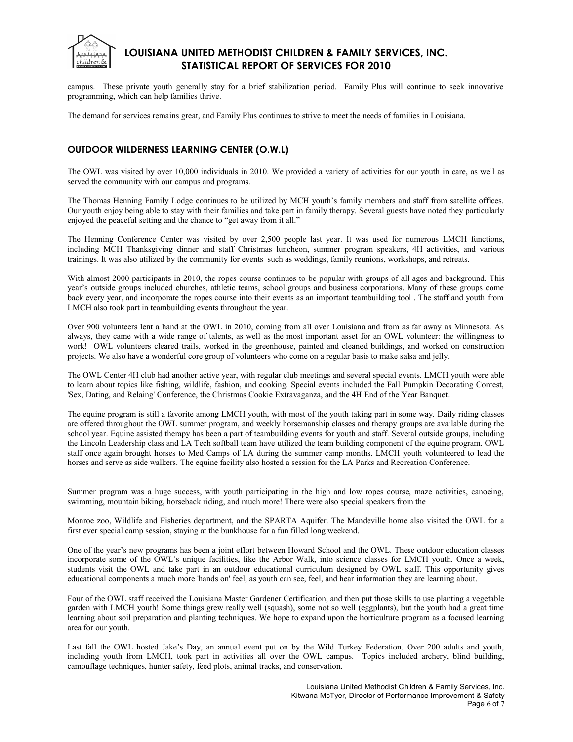campus. These private youth generally stay for a brief stabilization period. Family Plus will continue to seek innovative programming, which can help families thrive.

The demand for services remains great, and Family Plus continues to strive to meet the needs of families in Louisiana.

## OUTDOOR WILDERNESS LEARNING CENTER (O.W.L)

The OWL was visited by over 10,000 individuals in 2010. We provided a variety of activities for our youth in care, as well as served the community with our campus and programs.

The Thomas Henning Family Lodge continues to be utilized by MCH youth's family members and staff from satellite offices. Our youth enjoy being able to stay with their families and take part in family therapy. Several guests have noted they particularly enjoyed the peaceful setting and the chance to "get away from it all."

The Henning Conference Center was visited by over 2,500 people last year. It was used for numerous LMCH functions, including MCH Thanksgiving dinner and staff Christmas luncheon, summer program speakers, 4H activities, and various trainings. It was also utilized by the community for events such as weddings, family reunions, workshops, and retreats.

With almost 2000 participants in 2010, the ropes course continues to be popular with groups of all ages and background. This year's outside groups included churches, athletic teams, school groups and business corporations. Many of these groups come back every year, and incorporate the ropes course into their events as an important teambuilding tool . The staff and youth from LMCH also took part in teambuilding events throughout the year.

Over 900 volunteers lent a hand at the OWL in 2010, coming from all over Louisiana and from as far away as Minnesota. As always, they came with a wide range of talents, as well as the most important asset for an OWL volunteer: the willingness to work! OWL volunteers cleared trails, worked in the greenhouse, painted and cleaned buildings, and worked on construction projects. We also have a wonderful core group of volunteers who come on a regular basis to make salsa and jelly.

The OWL Center 4H club had another active year, with regular club meetings and several special events. LMCH youth were able to learn about topics like fishing, wildlife, fashion, and cooking. Special events included the Fall Pumpkin Decorating Contest, 'Sex, Dating, and Relaing' Conference, the Christmas Cookie Extravaganza, and the 4H End of the Year Banquet.

The equine program is still a favorite among LMCH youth, with most of the youth taking part in some way. Daily riding classes are offered throughout the OWL summer program, and weekly horsemanship classes and therapy groups are available during the school year. Equine assisted therapy has been a part of teambuilding events for youth and staff. Several outside groups, including the Lincoln Leadership class and LA Tech softball team have utilized the team building component of the equine program. OWL staff once again brought horses to Med Camps of LA during the summer camp months. LMCH youth volunteered to lead the horses and serve as side walkers. The equine facility also hosted a session for the LA Parks and Recreation Conference.

Summer program was a huge success, with youth participating in the high and low ropes course, maze activities, canoeing, swimming, mountain biking, horseback riding, and much more! There were also special speakers from the

Monroe zoo, Wildlife and Fisheries department, and the SPARTA Aquifer. The Mandeville home also visited the OWL for a first ever special camp session, staying at the bunkhouse for a fun filled long weekend.

One of the year's new programs has been a joint effort between Howard School and the OWL. These outdoor education classes incorporate some of the OWL's unique facilities, like the Arbor Walk, into science classes for LMCH youth. Once a week, students visit the OWL and take part in an outdoor educational curriculum designed by OWL staff. This opportunity gives educational components a much more 'hands on' feel, as youth can see, feel, and hear information they are learning about.

Four of the OWL staff received the Louisiana Master Gardener Certification, and then put those skills to use planting a vegetable garden with LMCH youth! Some things grew really well (squash), some not so well (eggplants), but the youth had a great time learning about soil preparation and planting techniques. We hope to expand upon the horticulture program as a focused learning area for our youth.

Last fall the OWL hosted Jake's Day, an annual event put on by the Wild Turkey Federation. Over 200 adults and youth, including youth from LMCH, took part in activities all over the OWL campus. Topics included archery, blind building, camouflage techniques, hunter safety, feed plots, animal tracks, and conservation.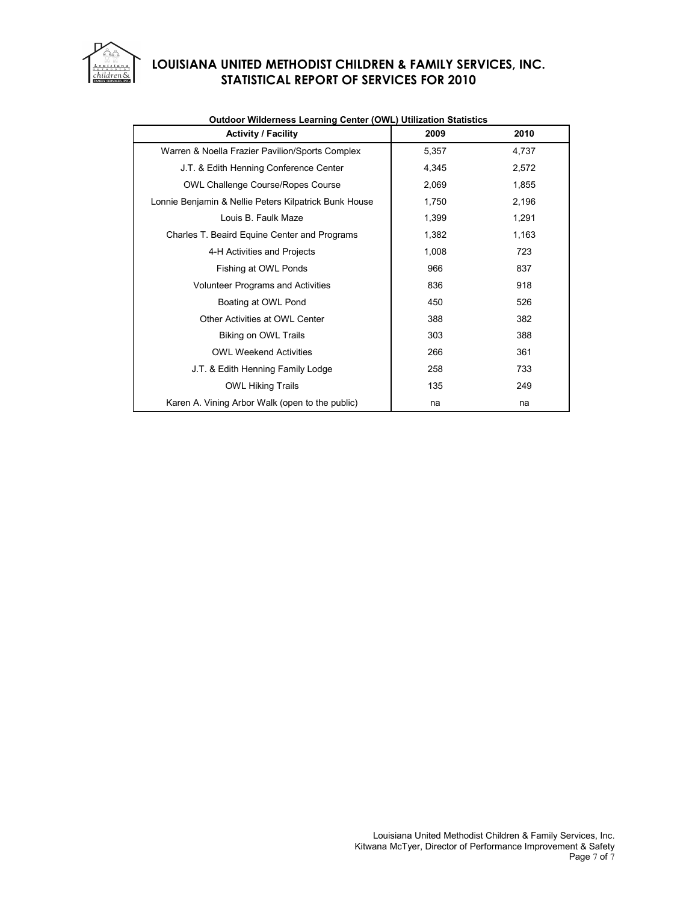**Outdoor Wilderness Learning Center (OWL) Utilization Statistics**

| Activity / Facility | 2009 | 2010 |
|---|---|---|
| Warren & Noella Frazier Pavilion/Sports Complex | 5,357 | 4,737 |
| J.T. & Edith Henning Conference Center | 4,345 | 2,572 |
| OWL Challenge Course/Ropes Course | 2,069 | 1,855 |
| Lonnie Benjamin & Nellie Peters Kilpatrick Bunk House | 1,750 | 2,196 |
| Louis B. Faulk Maze | 1,399 | 1,291 |
| Charles T. Beaird Equine Center and Programs | 1,382 | 1,163 |
| 4-H Activities and Projects | 1,008 | 723 |
| Fishing at OWL Ponds | 966 | 837 |
| Volunteer Programs and Activities | 836 | 918 |
| Boating at OWL Pond | 450 | 526 |
| Other Activities at OWL Center | 388 | 382 |
| Biking on OWL Trails | 303 | 388 |
| OWL Weekend Activities | 266 | 361 |
| J.T. & Edith Henning Family Lodge | 258 | 733 |
| OWL Hiking Trails | 135 | 249 |
| Karen A. Vining Arbor Walk (open to the public) | na | na |